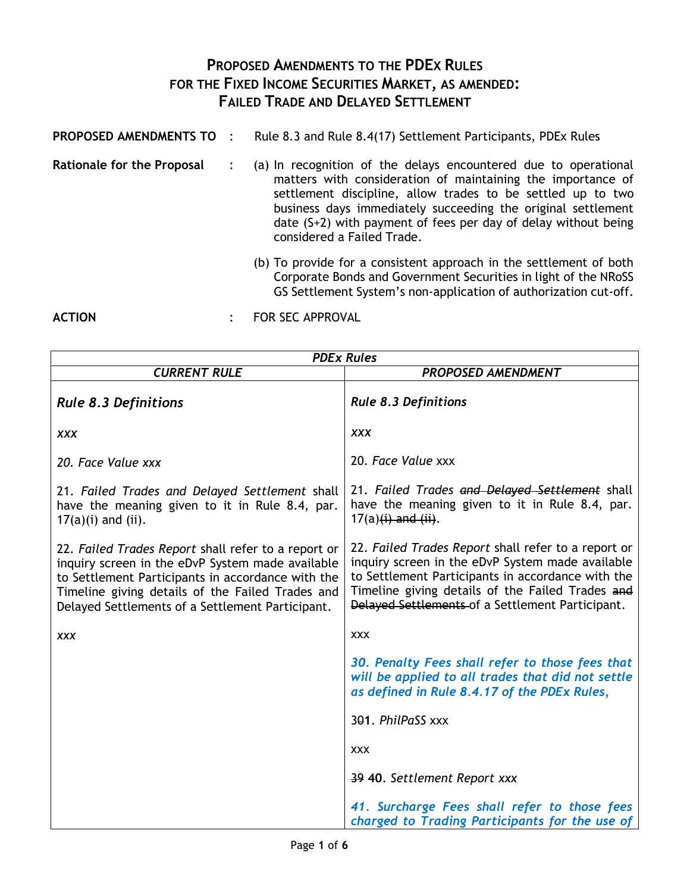# PROPOSED AMENDMENTS TO THE PDEX RULES FOR THE FIXED INCOME SECURITIES MARKET, AS AMENDED: FAILED TRADE AND DELAYED SETTLEMENT

**PROPOSED AMENDMENTS TO** : Rule 8.3 and Rule 8.4(17) Settlement Participants, PDEx Rules

**Rationale for the Proposal** :

(a) In recognition of the delays encountered due to operational matters with consideration of maintaining the importance of settlement discipline, allow trades to be settled up to two business days immediately succeeding the original settlement date (S+2) with payment of fees per day of delay without being considered a Failed Trade.

(b) To provide for a consistent approach in the settlement of both Corporate Bonds and Government Securities in light of the NRoSS GS Settlement System's non-application of authorization cut-off.

**ACTION** : FOR SEC APPROVAL

| *PDEx Rules* | |
|---|---|
| ***CURRENT RULE*** | ***PROPOSED AMENDMENT*** |
| ***Rule 8.3 Definitions*** | ***Rule 8.3 Definitions*** |
| ***xxx*** | ***xxx*** |
| *20. Face Value xxx* | 20. *Face Value* xxx |
| 21. *Failed Trades and Delayed Settlement* shall have the meaning given to it in Rule 8.4, par. 17(a)(i) and (ii). | 21. *Failed Trades* ~~*and Delayed Settlement*~~ shall have the meaning given to it in Rule 8.4, par. 17(a)~~(i) and (ii)~~. |
| 22. *Failed Trades Report* shall refer to a report or inquiry screen in the eDvP System made available to Settlement Participants in accordance with the Timeline giving details of the Failed Trades and Delayed Settlements of a Settlement Participant. | 22. *Failed Trades Report* shall refer to a report or inquiry screen in the eDvP System made available to Settlement Participants in accordance with the Timeline giving details of the Failed Trades ~~and Delayed Settlements~~ of a Settlement Participant. |
| ***xxx*** | xxx |
| | ***30. Penalty Fees shall refer to those fees that will be applied to all trades that did not settle as defined in Rule 8.4.17 of the PDEx Rules,*** |
| | 3~~0~~1. *PhilPaSS* xxx |
| | xxx |
| | ~~39~~ 40. *Settlement Report xxx* |
| | ***41. Surcharge Fees shall refer to those fees charged to Trading Participants for the use of*** |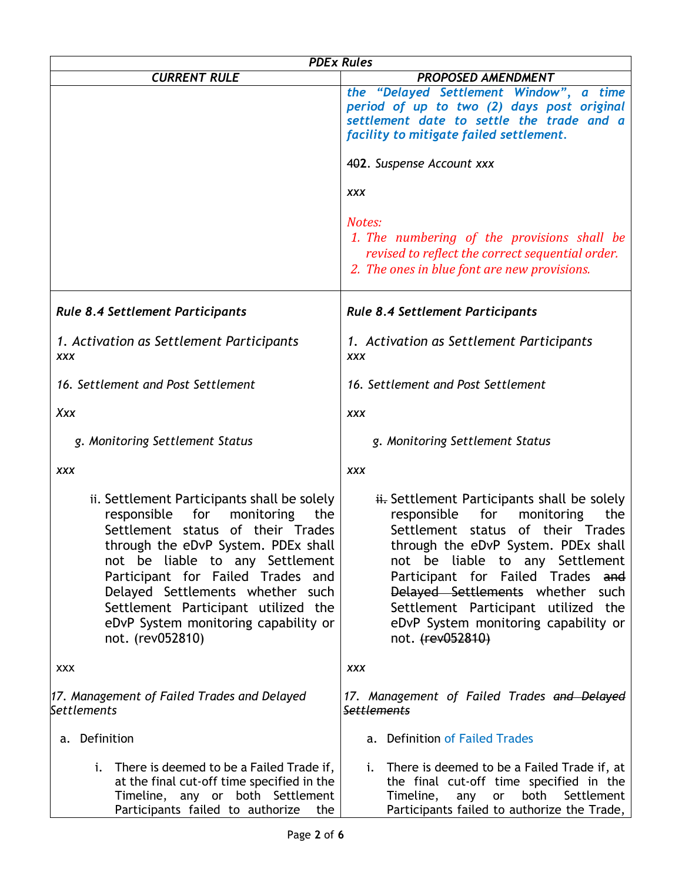| *PDEx Rules* | |
|---|---|
| ***CURRENT RULE*** | ***PROPOSED AMENDMENT*** |
| | ***the "Delayed Settlement Window", a time period of up to two (2) days post original settlement date to settle the trade and a facility to mitigate failed settlement.***<br><br>4~~0~~2. *Suspense Account xxx*<br><br>*xxx*<br><br>*Notes:*<br>*1. The numbering of the provisions shall be revised to reflect the correct sequential order.*<br>*2. The ones in blue font are new provisions.* |
| ***Rule 8.4 Settlement Participants***<br><br>*1. Activation as Settlement Participants*<br>*xxx*<br><br>*16. Settlement and Post Settlement*<br><br>*Xxx*<br><br>*g. Monitoring Settlement Status*<br><br>*xxx*<br><br>ii. Settlement Participants shall be solely responsible for monitoring the Settlement status of their Trades through the eDvP System. PDEx shall not be liable to any Settlement Participant for Failed Trades and Delayed Settlements whether such Settlement Participant utilized the eDvP System monitoring capability or not. (rev052810)<br><br>xxx<br><br>*17. Management of Failed Trades and Delayed Settlements*<br><br>a. Definition<br><br>i. There is deemed to be a Failed Trade if, at the final cut-off time specified in the Timeline, any or both Settlement Participants failed to authorize the | ***Rule 8.4 Settlement Participants***<br><br>*1. Activation as Settlement Participants*<br>*xxx*<br><br>*16. Settlement and Post Settlement*<br><br>*xxx*<br><br>*g. Monitoring Settlement Status*<br><br>*xxx*<br><br>~~ii.~~ Settlement Participants shall be solely responsible for monitoring the Settlement status of their Trades through the eDvP System. PDEx shall not be liable to any Settlement Participant for Failed Trades ~~and Delayed Settlements~~ whether such Settlement Participant utilized the eDvP System monitoring capability or not. ~~(rev052810)~~<br><br>*xxx*<br><br>*17. Management of Failed Trades ~~and Delayed Settlements~~*<br><br>a. Definition of Failed Trades<br><br>i. There is deemed to be a Failed Trade if, at the final cut-off time specified in the Timeline, any or both Settlement Participants failed to authorize the Trade, |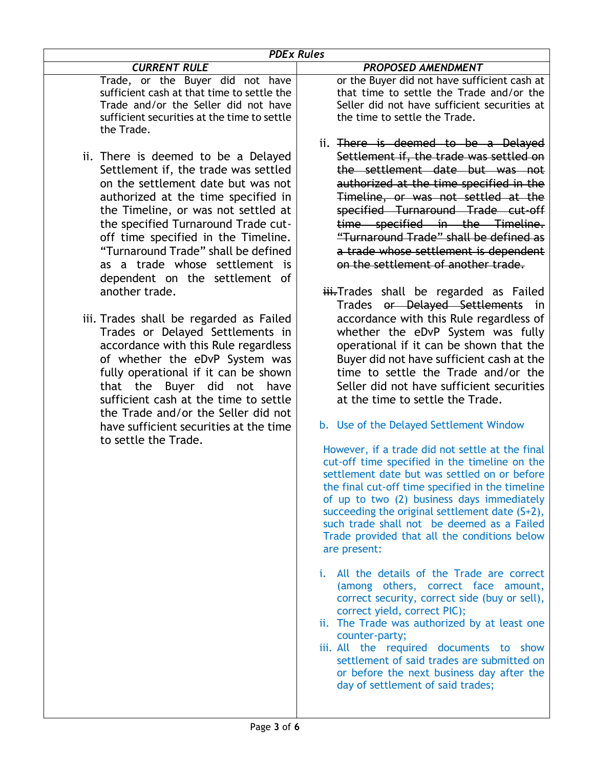| *PDEx Rules* | |
|---|---|
| *CURRENT RULE* | *PROPOSED AMENDMENT* |
| Trade, or the Buyer did not have sufficient cash at that time to settle the Trade and/or the Seller did not have sufficient securities at the time to settle the Trade.<br><br>ii. There is deemed to be a Delayed Settlement if, the trade was settled on the settlement date but was not authorized at the time specified in the Timeline, or was not settled at the specified Turnaround Trade cut-off time specified in the Timeline. "Turnaround Trade" shall be defined as a trade whose settlement is dependent on the settlement of another trade.<br><br>iii. Trades shall be regarded as Failed Trades or Delayed Settlements in accordance with this Rule regardless of whether the eDvP System was fully operational if it can be shown that the Buyer did not have sufficient cash at the time to settle the Trade and/or the Seller did not have sufficient securities at the time to settle the Trade. | or the Buyer did not have sufficient cash at that time to settle the Trade and/or the Seller did not have sufficient securities at the time to settle the Trade.<br><br>ii. ~~There is deemed to be a Delayed Settlement if, the trade was settled on the settlement date but was not authorized at the time specified in the Timeline, or was not settled at the specified Turnaround Trade cut-off time specified in the Timeline. "Turnaround Trade" shall be defined as a trade whose settlement is dependent on the settlement of another trade.~~<br><br>~~iii.~~Trades shall be regarded as Failed Trades ~~or Delayed Settlements~~ in accordance with this Rule regardless of whether the eDvP System was fully operational if it can be shown that the Buyer did not have sufficient cash at the time to settle the Trade and/or the Seller did not have sufficient securities at the time to settle the Trade.<br><br>b. Use of the Delayed Settlement Window<br><br>However, if a trade did not settle at the final cut-off time specified in the timeline on the settlement date but was settled on or before the final cut-off time specified in the timeline of up to two (2) business days immediately succeeding the original settlement date (S+2), such trade shall not be deemed as a Failed Trade provided that all the conditions below are present:<br><br>i. All the details of the Trade are correct (among others, correct face amount, correct security, correct side (buy or sell), correct yield, correct PIC);<br>ii. The Trade was authorized by at least one counter-party;<br>iii. All the required documents to show settlement of said trades are submitted on or before the next business day after the day of settlement of said trades; |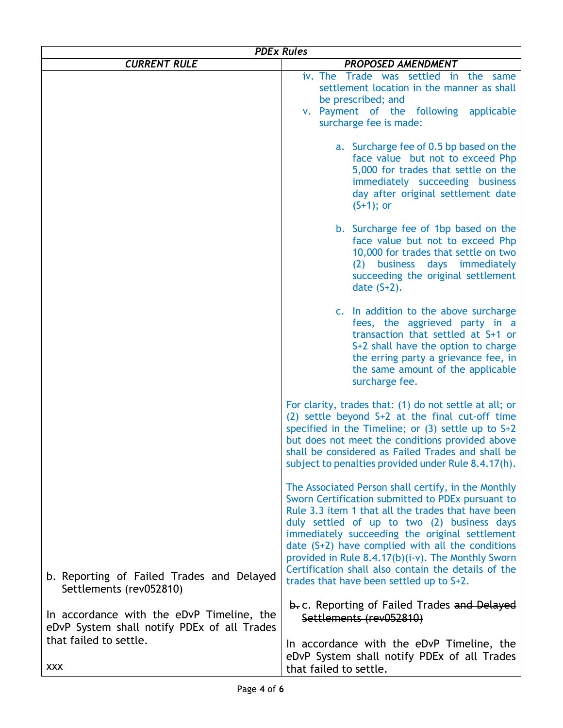| *PDEx Rules* | |
|---|---|
| *CURRENT RULE* | *PROPOSED AMENDMENT* |
| | iv. The Trade was settled in the same settlement location in the manner as shall be prescribed; and<br>v. Payment of the following applicable surcharge fee is made:<br><br>a. Surcharge fee of 0.5 bp based on the face value but not to exceed Php 5,000 for trades that settle on the immediately succeeding business day after original settlement date (S+1); or<br><br>b. Surcharge fee of 1bp based on the face value but not to exceed Php 10,000 for trades that settle on two (2) business days immediately succeeding the original settlement date (S+2).<br><br>c. In addition to the above surcharge fees, the aggrieved party in a transaction that settled at S+1 or S+2 shall have the option to charge the erring party a grievance fee, in the same amount of the applicable surcharge fee.<br><br>For clarity, trades that: (1) do not settle at all; or (2) settle beyond S+2 at the final cut-off time specified in the Timeline; or (3) settle up to S+2 but does not meet the conditions provided above shall be considered as Failed Trades and shall be subject to penalties provided under Rule 8.4.17(h).<br><br>The Associated Person shall certify, in the Monthly Sworn Certification submitted to PDEx pursuant to Rule 3.3 item 1 that all the trades that have been duly settled of up to two (2) business days immediately succeeding the original settlement date (S+2) have complied with all the conditions provided in Rule 8.4.17(b)(i-v). The Monthly Sworn Certification shall also contain the details of the trades that have been settled up to S+2. |
| b. Reporting of Failed Trades and Delayed Settlements (rev052810)<br><br>In accordance with the eDvP Timeline, the eDvP System shall notify PDEx of all Trades that failed to settle.<br><br>xxx | ~~b.~~ c. Reporting of Failed Trades ~~and Delayed Settlements (rev052810)~~<br><br>In accordance with the eDvP Timeline, the eDvP System shall notify PDEx of all Trades that failed to settle. |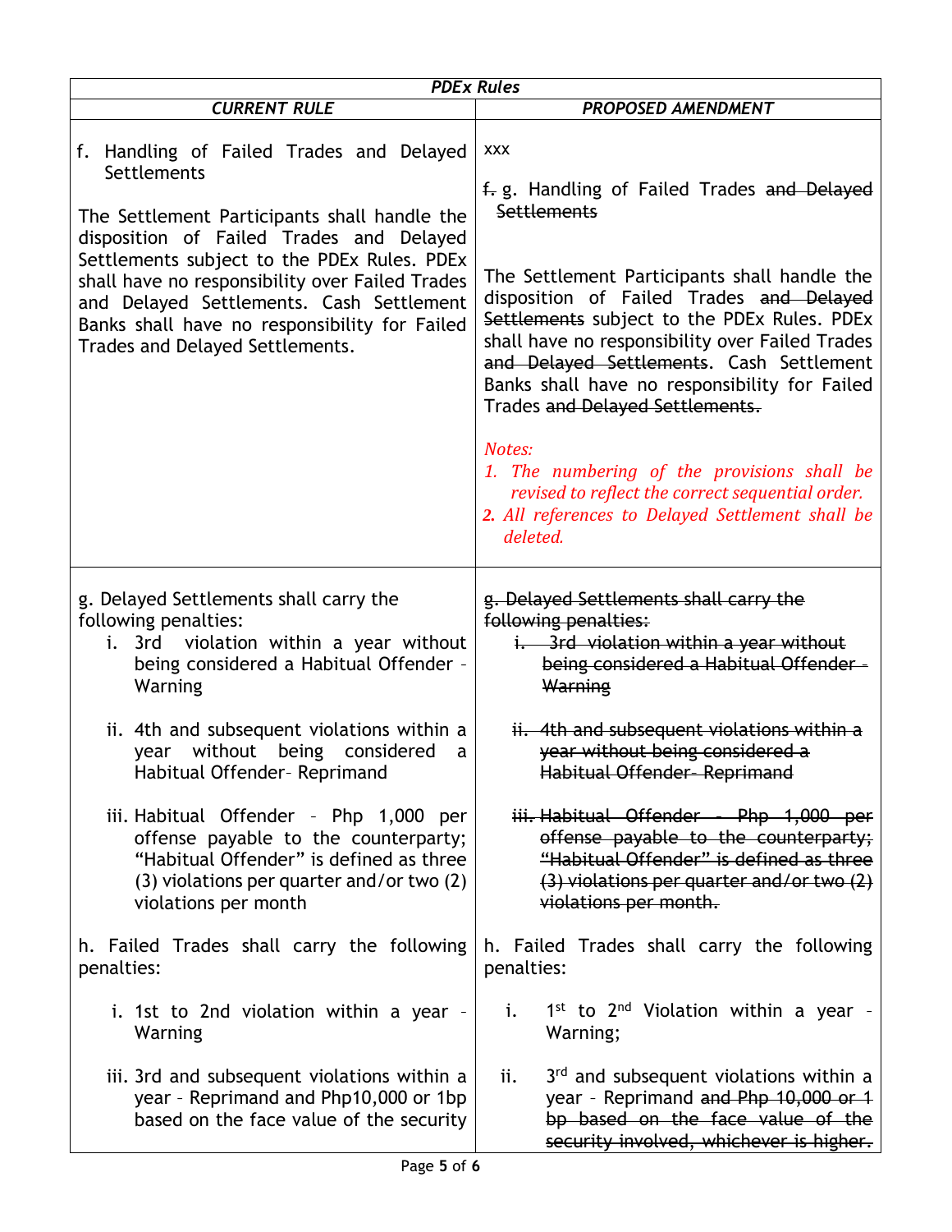| *PDEx Rules* | |
|---|---|
| ***CURRENT RULE*** | ***PROPOSED AMENDMENT*** |
| f. Handling of Failed Trades and Delayed Settlements<br><br>The Settlement Participants shall handle the disposition of Failed Trades and Delayed Settlements subject to the PDEx Rules. PDEx shall have no responsibility over Failed Trades and Delayed Settlements. Cash Settlement Banks shall have no responsibility for Failed Trades and Delayed Settlements. | xxx<br><br>~~f.~~ g. Handling of Failed Trades ~~and Delayed Settlements~~<br><br>The Settlement Participants shall handle the disposition of Failed Trades ~~and Delayed Settlements~~ subject to the PDEx Rules. PDEx shall have no responsibility over Failed Trades ~~and Delayed Settlements~~. Cash Settlement Banks shall have no responsibility for Failed Trades ~~and Delayed Settlements.~~<br><br>*Notes:*<br>*1. The numbering of the provisions shall be revised to reflect the correct sequential order.*<br>*2. All references to Delayed Settlement shall be deleted.* |
| g. Delayed Settlements shall carry the following penalties:<br>i. 3rd violation within a year without being considered a Habitual Offender – Warning<br><br>ii. 4th and subsequent violations within a year without being considered a Habitual Offender– Reprimand<br><br>iii. Habitual Offender – Php 1,000 per offense payable to the counterparty; "Habitual Offender" is defined as three (3) violations per quarter and/or two (2) violations per month | ~~g. Delayed Settlements shall carry the following penalties:~~<br>~~i. 3rd violation within a year without being considered a Habitual Offender – Warning~~<br><br>~~ii. 4th and subsequent violations within a year without being considered a Habitual Offender– Reprimand~~<br><br>~~iii. Habitual Offender – Php 1,000 per offense payable to the counterparty; "Habitual Offender" is defined as three (3) violations per quarter and/or two (2) violations per month.~~ |
| h. Failed Trades shall carry the following penalties:<br><br>i. 1st to 2nd violation within a year – Warning<br><br>iii. 3rd and subsequent violations within a year – Reprimand and Php10,000 or 1bp based on the face value of the security | h. Failed Trades shall carry the following penalties:<br><br>i. 1st to 2nd Violation within a year – Warning;<br><br>ii. 3rd and subsequent violations within a year – Reprimand ~~and Php 10,000 or 1 bp based on the face value of the security involved, whichever is higher.~~ |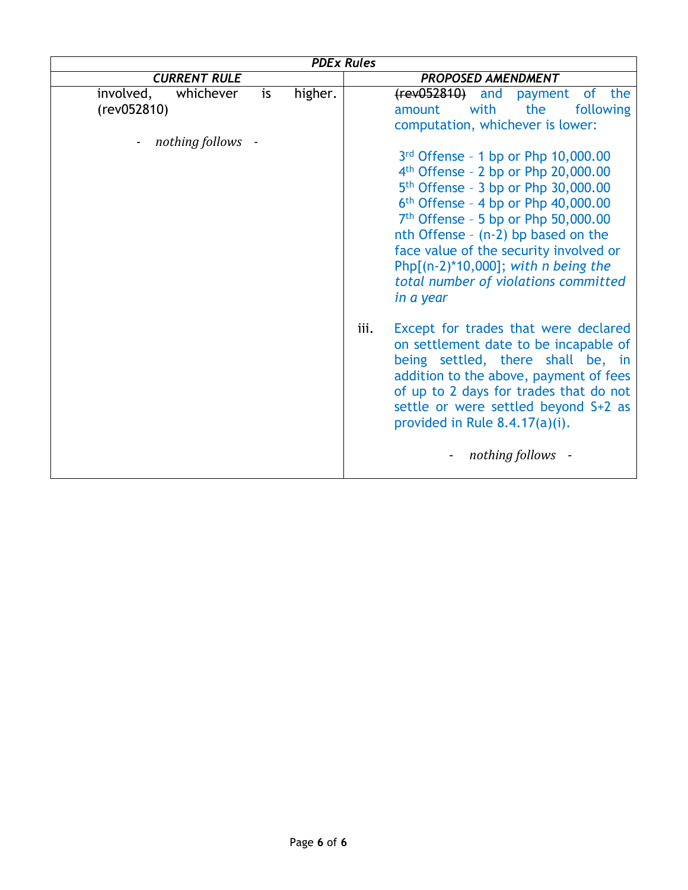| PDEx Rules | |
|---|---|
| ***CURRENT RULE*** | ***PROPOSED AMENDMENT*** |
| involved, whichever is higher. (rev052810)<br><br>- *nothing follows* - | ~~(rev052810)~~ and payment of the amount with the following computation, whichever is lower:<br><br>3rd Offense – 1 bp or Php 10,000.00<br>4th Offense – 2 bp or Php 20,000.00<br>5th Offense – 3 bp or Php 30,000.00<br>6th Offense – 4 bp or Php 40,000.00<br>7th Offense – 5 bp or Php 50,000.00<br>nth Offense – (n-2) bp based on the face value of the security involved or Php[(n-2)*10,000]; *with n being the total number of violations committed in a year*<br><br>iii. Except for trades that were declared on settlement date to be incapable of being settled, there shall be, in addition to the above, payment of fees of up to 2 days for trades that do not settle or were settled beyond S+2 as provided in Rule 8.4.17(a)(i).<br><br>- *nothing follows* - |